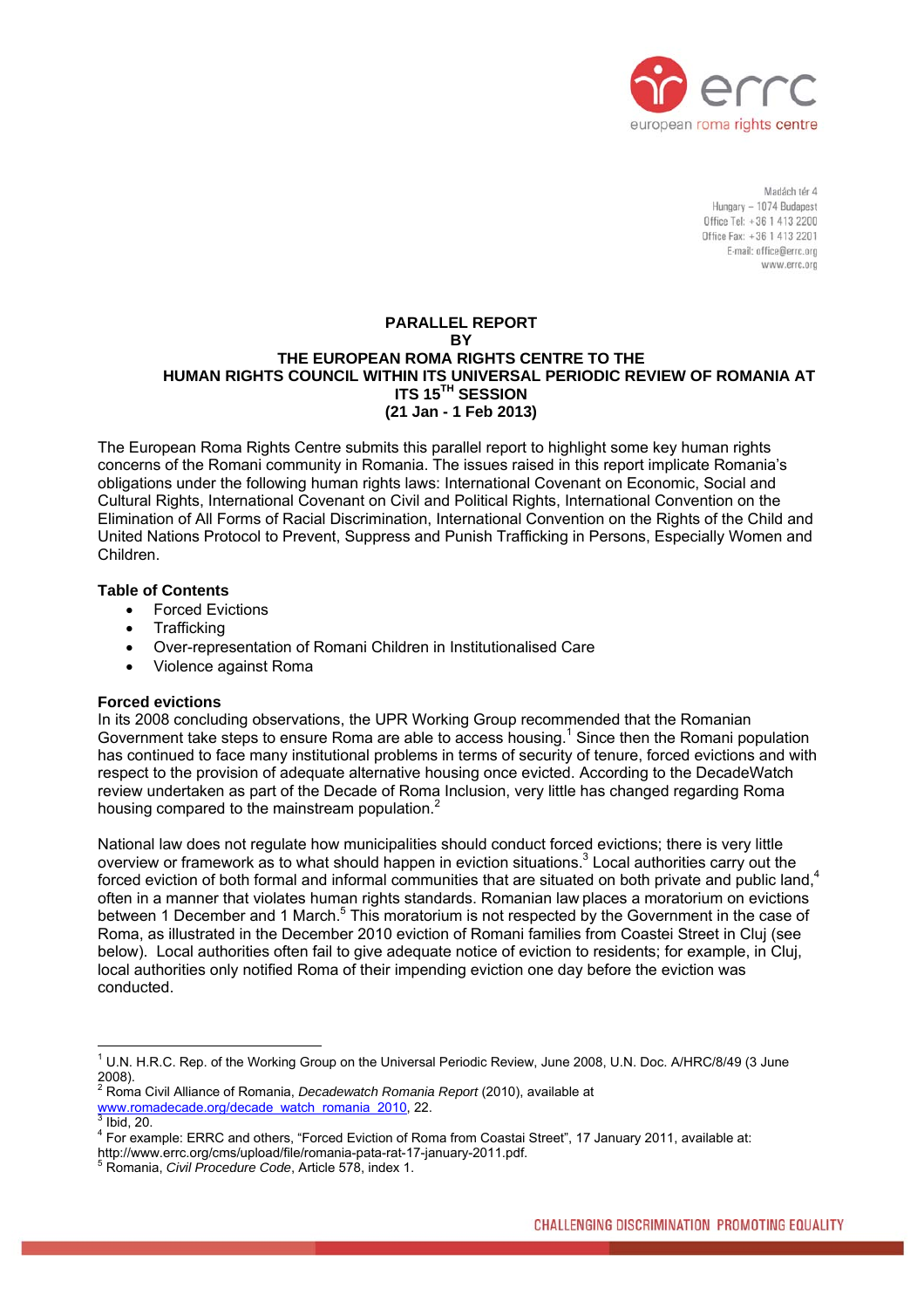errc
european roma rights centre

Madách tér 4
Hungary – 1074 Budapest
Office Tel: +36 1 413 2200
Office Fax: +36 1 413 2201
E-mail: office@errc.org
www.errc.org

# PARALLEL REPORT BY THE EUROPEAN ROMA RIGHTS CENTRE TO THE HUMAN RIGHTS COUNCIL WITHIN ITS UNIVERSAL PERIODIC REVIEW OF ROMANIA AT ITS 15TH SESSION (21 Jan - 1 Feb 2013)

The European Roma Rights Centre submits this parallel report to highlight some key human rights concerns of the Romani community in Romania. The issues raised in this report implicate Romania's obligations under the following human rights laws: International Covenant on Economic, Social and Cultural Rights, International Covenant on Civil and Political Rights, International Convention on the Elimination of All Forms of Racial Discrimination, International Convention on the Rights of the Child and United Nations Protocol to Prevent, Suppress and Punish Trafficking in Persons, Especially Women and Children.

**Table of Contents**

- Forced Evictions
- Trafficking
- Over-representation of Romani Children in Institutionalised Care
- Violence against Roma

## Forced evictions

In its 2008 concluding observations, the UPR Working Group recommended that the Romanian Government take steps to ensure Roma are able to access housing.[1] Since then the Romani population has continued to face many institutional problems in terms of security of tenure, forced evictions and with respect to the provision of adequate alternative housing once evicted. According to the DecadeWatch review undertaken as part of the Decade of Roma Inclusion, very little has changed regarding Roma housing compared to the mainstream population.[2]

National law does not regulate how municipalities should conduct forced evictions; there is very little overview or framework as to what should happen in eviction situations.[3] Local authorities carry out the forced eviction of both formal and informal communities that are situated on both private and public land,[4] often in a manner that violates human rights standards. Romanian law places a moratorium on evictions between 1 December and 1 March.[5] This moratorium is not respected by the Government in the case of Roma, as illustrated in the December 2010 eviction of Romani families from Coastei Street in Cluj (see below). Local authorities often fail to give adequate notice of eviction to residents; for example, in Cluj, local authorities only notified Roma of their impending eviction one day before the eviction was conducted.

---

[1] U.N. H.R.C. Rep. of the Working Group on the Universal Periodic Review, June 2008, U.N. Doc. A/HRC/8/49 (3 June 2008).

[2] Roma Civil Alliance of Romania, *Decadewatch Romania Report* (2010), available at www.romadecade.org/decade_watch_romania_2010, 22.

[3] Ibid, 20.

[4] For example: ERRC and others, "Forced Eviction of Roma from Coastai Street", 17 January 2011, available at: http://www.errc.org/cms/upload/file/romania-pata-rat-17-january-2011.pdf.

[5] Romania, *Civil Procedure Code*, Article 578, index 1.

CHALLENGING DISCRIMINATION PROMOTING EQUALITY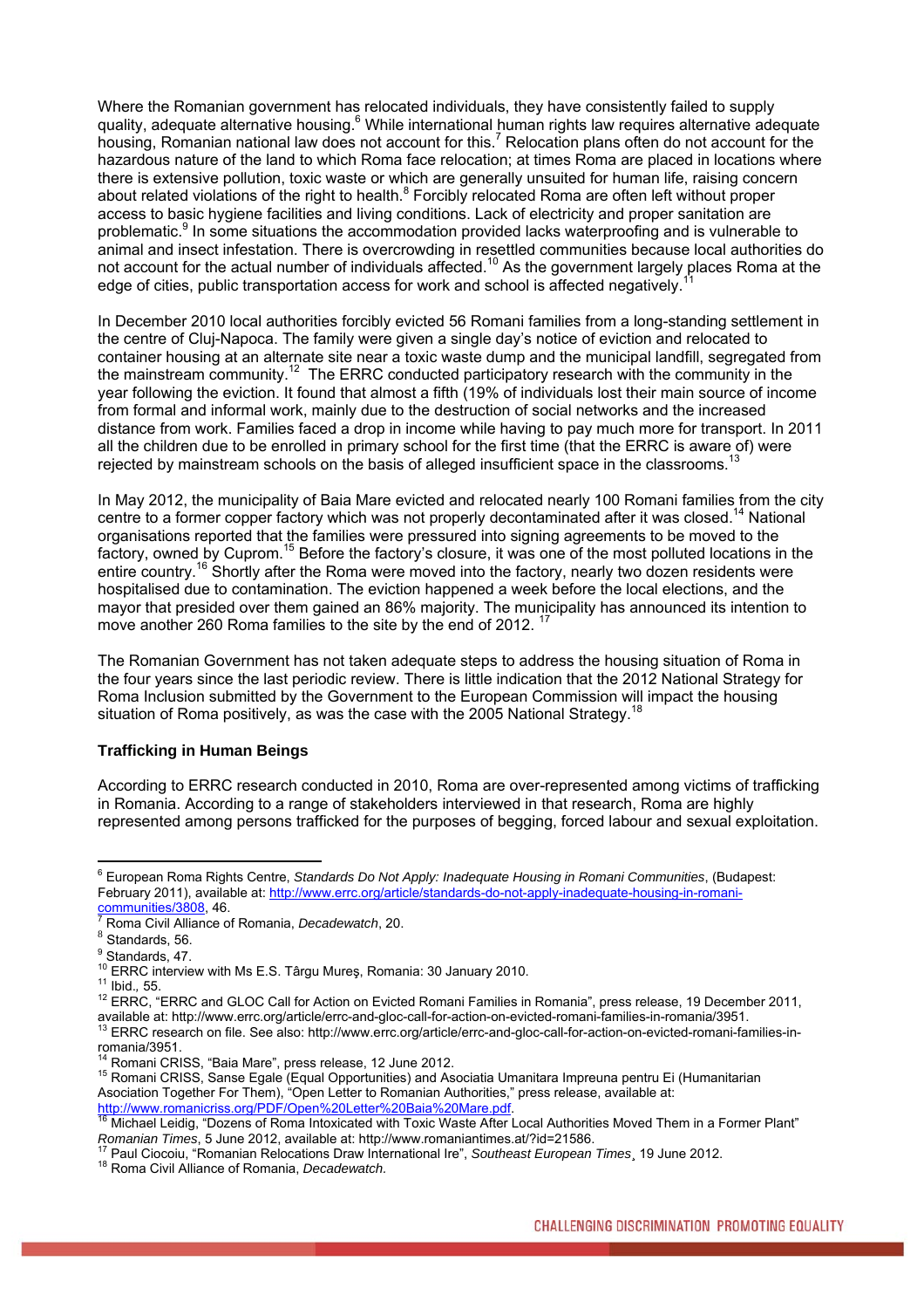Where the Romanian government has relocated individuals, they have consistently failed to supply quality, adequate alternative housing.[6] While international human rights law requires alternative adequate housing, Romanian national law does not account for this.[7] Relocation plans often do not account for the hazardous nature of the land to which Roma face relocation; at times Roma are placed in locations where there is extensive pollution, toxic waste or which are generally unsuited for human life, raising concern about related violations of the right to health.[8] Forcibly relocated Roma are often left without proper access to basic hygiene facilities and living conditions. Lack of electricity and proper sanitation are problematic.[9] In some situations the accommodation provided lacks waterproofing and is vulnerable to animal and insect infestation. There is overcrowding in resettled communities because local authorities do not account for the actual number of individuals affected.[10] As the government largely places Roma at the edge of cities, public transportation access for work and school is affected negatively.[11]

In December 2010 local authorities forcibly evicted 56 Romani families from a long-standing settlement in the centre of Cluj-Napoca. The family were given a single day's notice of eviction and relocated to container housing at an alternate site near a toxic waste dump and the municipal landfill, segregated from the mainstream community.[12] The ERRC conducted participatory research with the community in the year following the eviction. It found that almost a fifth (19% of individuals lost their main source of income from formal and informal work, mainly due to the destruction of social networks and the increased distance from work. Families faced a drop in income while having to pay much more for transport. In 2011 all the children due to be enrolled in primary school for the first time (that the ERRC is aware of) were rejected by mainstream schools on the basis of alleged insufficient space in the classrooms.[13]

In May 2012, the municipality of Baia Mare evicted and relocated nearly 100 Romani families from the city centre to a former copper factory which was not properly decontaminated after it was closed.[14] National organisations reported that the families were pressured into signing agreements to be moved to the factory, owned by Cuprom.[15] Before the factory's closure, it was one of the most polluted locations in the entire country.[16] Shortly after the Roma were moved into the factory, nearly two dozen residents were hospitalised due to contamination. The eviction happened a week before the local elections, and the mayor that presided over them gained an 86% majority. The municipality has announced its intention to move another 260 Roma families to the site by the end of 2012.[17]

The Romanian Government has not taken adequate steps to address the housing situation of Roma in the four years since the last periodic review. There is little indication that the 2012 National Strategy for Roma Inclusion submitted by the Government to the European Commission will impact the housing situation of Roma positively, as was the case with the 2005 National Strategy.[18]

**Trafficking in Human Beings**

According to ERRC research conducted in 2010, Roma are over-represented among victims of trafficking in Romania. According to a range of stakeholders interviewed in that research, Roma are highly represented among persons trafficked for the purposes of begging, forced labour and sexual exploitation.

---

[6] European Roma Rights Centre, *Standards Do Not Apply: Inadequate Housing in Romani Communities*, (Budapest: February 2011), available at: http://www.errc.org/article/standards-do-not-apply-inadequate-housing-in-romani-communities/3808, 46.

[7] Roma Civil Alliance of Romania, *Decadewatch*, 20.

[8] Standards, 56.

[9] Standards, 47.

[10] ERRC interview with Ms E.S. Târgu Mureş, Romania: 30 January 2010.

[11] Ibid., 55.

[12] ERRC, "ERRC and GLOC Call for Action on Evicted Romani Families in Romania", press release, 19 December 2011, available at: http://www.errc.org/article/errc-and-gloc-call-for-action-on-evicted-romani-families-in-romania/3951.

[13] ERRC research on file. See also: http://www.errc.org/article/errc-and-gloc-call-for-action-on-evicted-romani-families-in-romania/3951.

[14] Romani CRISS, "Baia Mare", press release, 12 June 2012.

[15] Romani CRISS, Sanse Egale (Equal Opportunities) and Asociatia Umanitara Impreuna pentru Ei (Humanitarian Asociation Together For Them), "Open Letter to Romanian Authorities," press release, available at: http://www.romanicriss.org/PDF/Open%20Letter%20Baia%20Mare.pdf.

[16] Michael Leidig, "Dozens of Roma Intoxicated with Toxic Waste After Local Authorities Moved Them in a Former Plant" *Romanian Times*, 5 June 2012, available at: http://www.romaniantimes.at/?id=21586.

[17] Paul Ciocoiu, "Romanian Relocations Draw International Ire", *Southeast European Times*¸ 19 June 2012.

[18] Roma Civil Alliance of Romania, *Decadewatch*.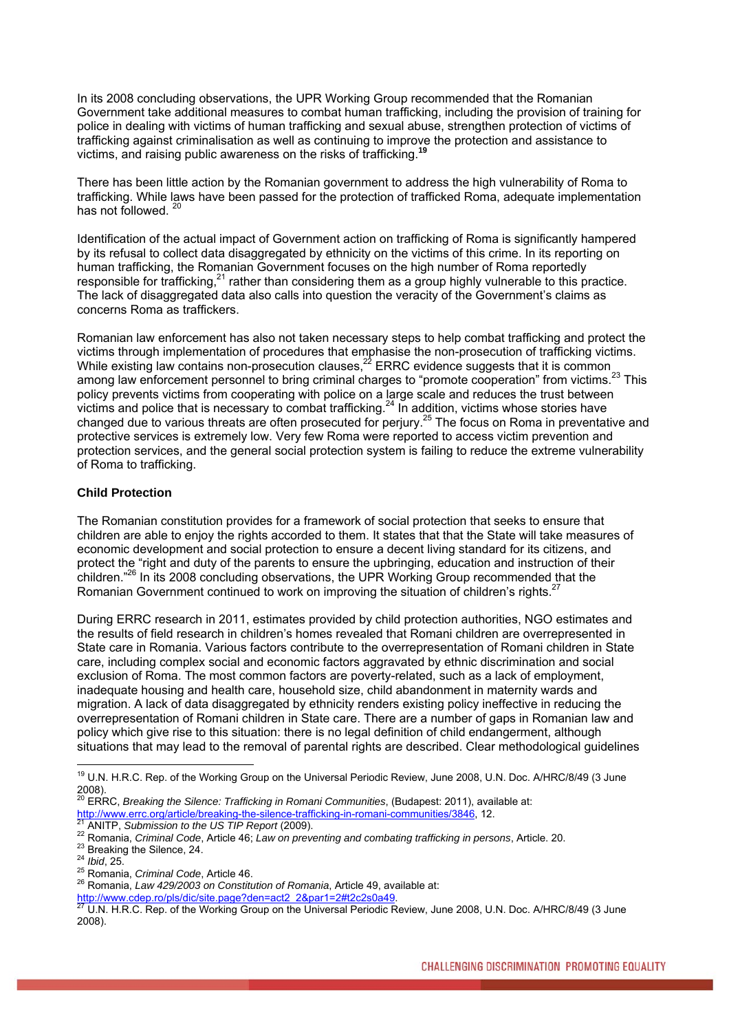In its 2008 concluding observations, the UPR Working Group recommended that the Romanian Government take additional measures to combat human trafficking, including the provision of training for police in dealing with victims of human trafficking and sexual abuse, strengthen protection of victims of trafficking against criminalisation as well as continuing to improve the protection and assistance to victims, and raising public awareness on the risks of trafficking.[19]

There has been little action by the Romanian government to address the high vulnerability of Roma to trafficking. While laws have been passed for the protection of trafficked Roma, adequate implementation has not followed.[20]

Identification of the actual impact of Government action on trafficking of Roma is significantly hampered by its refusal to collect data disaggregated by ethnicity on the victims of this crime. In its reporting on human trafficking, the Romanian Government focuses on the high number of Roma reportedly responsible for trafficking,[21] rather than considering them as a group highly vulnerable to this practice. The lack of disaggregated data also calls into question the veracity of the Government's claims as concerns Roma as traffickers.

Romanian law enforcement has also not taken necessary steps to help combat trafficking and protect the victims through implementation of procedures that emphasise the non-prosecution of trafficking victims. While existing law contains non-prosecution clauses,[22] ERRC evidence suggests that it is common among law enforcement personnel to bring criminal charges to "promote cooperation" from victims.[23] This policy prevents victims from cooperating with police on a large scale and reduces the trust between victims and police that is necessary to combat trafficking.[24] In addition, victims whose stories have changed due to various threats are often prosecuted for perjury.[25] The focus on Roma in preventative and protective services is extremely low. Very few Roma were reported to access victim prevention and protection services, and the general social protection system is failing to reduce the extreme vulnerability of Roma to trafficking.

**Child Protection**

The Romanian constitution provides for a framework of social protection that seeks to ensure that children are able to enjoy the rights accorded to them. It states that that the State will take measures of economic development and social protection to ensure a decent living standard for its citizens, and protect the "right and duty of the parents to ensure the upbringing, education and instruction of their children."[26] In its 2008 concluding observations, the UPR Working Group recommended that the Romanian Government continued to work on improving the situation of children's rights.[27]

During ERRC research in 2011, estimates provided by child protection authorities, NGO estimates and the results of field research in children's homes revealed that Romani children are overrepresented in State care in Romania. Various factors contribute to the overrepresentation of Romani children in State care, including complex social and economic factors aggravated by ethnic discrimination and social exclusion of Roma. The most common factors are poverty-related, such as a lack of employment, inadequate housing and health care, household size, child abandonment in maternity wards and migration. A lack of data disaggregated by ethnicity renders existing policy ineffective in reducing the overrepresentation of Romani children in State care. There are a number of gaps in Romanian law and policy which give rise to this situation: there is no legal definition of child endangerment, although situations that may lead to the removal of parental rights are described. Clear methodological guidelines

---

[19] U.N. H.R.C. Rep. of the Working Group on the Universal Periodic Review, June 2008, U.N. Doc. A/HRC/8/49 (3 June 2008).

[20] ERRC, *Breaking the Silence: Trafficking in Romani Communities*, (Budapest: 2011), available at: http://www.errc.org/article/breaking-the-silence-trafficking-in-romani-communities/3846, 12.

[21] ANITP, *Submission to the US TIP Report* (2009).

[22] Romania, *Criminal Code*, Article 46; *Law on preventing and combating trafficking in persons*, Article. 20.

[23] Breaking the Silence, 24.

[24] *Ibid*, 25.

[25] Romania, *Criminal Code*, Article 46.

[26] Romania, *Law 429/2003 on Constitution of Romania*, Article 49, available at: http://www.cdep.ro/pls/dic/site.page?den=act2_2&par1=2#t2c2s0a49.

[27] U.N. H.R.C. Rep. of the Working Group on the Universal Periodic Review, June 2008, U.N. Doc. A/HRC/8/49 (3 June 2008).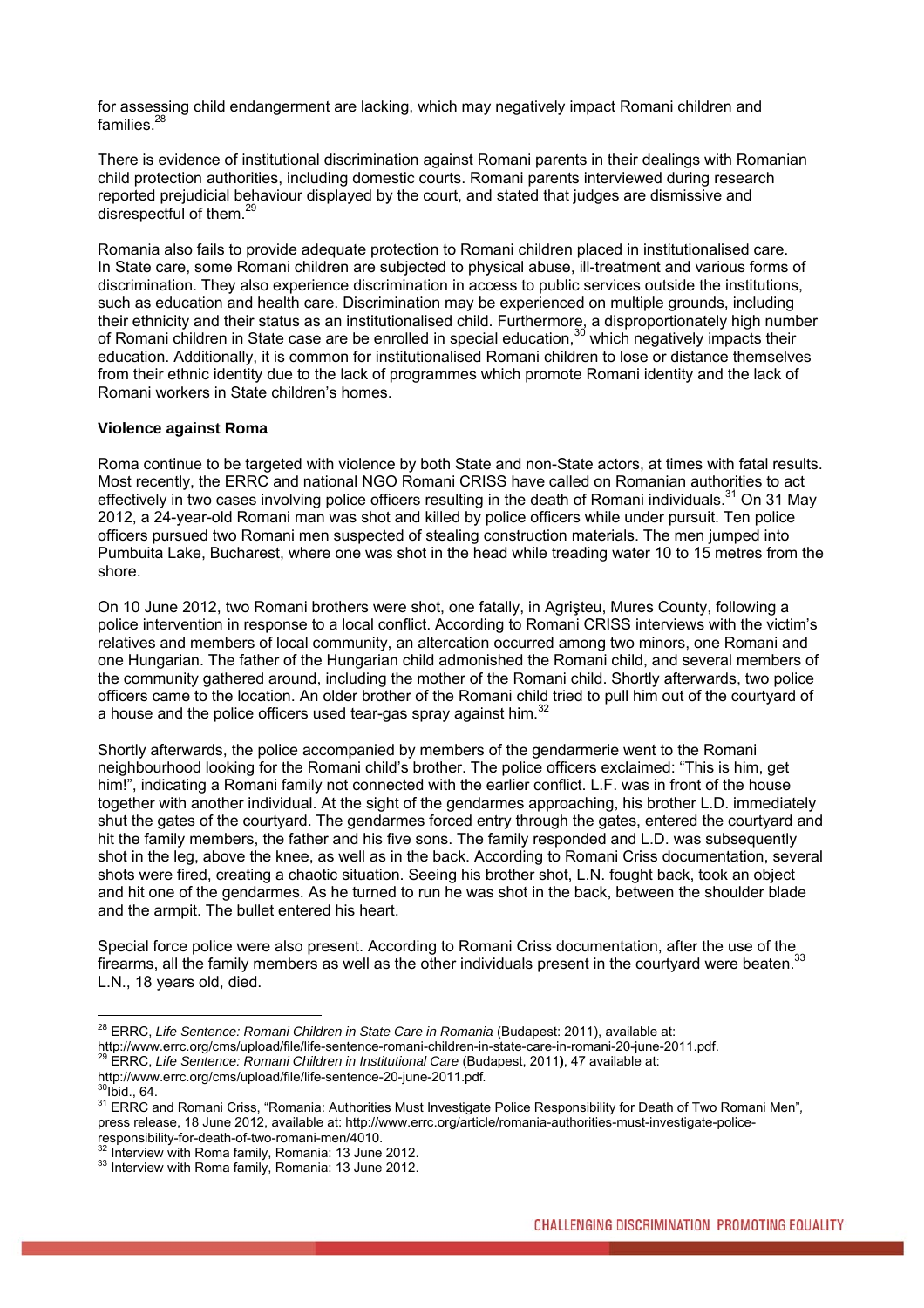for assessing child endangerment are lacking, which may negatively impact Romani children and families.[28]

There is evidence of institutional discrimination against Romani parents in their dealings with Romanian child protection authorities, including domestic courts. Romani parents interviewed during research reported prejudicial behaviour displayed by the court, and stated that judges are dismissive and disrespectful of them.[29]

Romania also fails to provide adequate protection to Romani children placed in institutionalised care. In State care, some Romani children are subjected to physical abuse, ill-treatment and various forms of discrimination. They also experience discrimination in access to public services outside the institutions, such as education and health care. Discrimination may be experienced on multiple grounds, including their ethnicity and their status as an institutionalised child. Furthermore, a disproportionately high number of Romani children in State case are be enrolled in special education,[30] which negatively impacts their education. Additionally, it is common for institutionalised Romani children to lose or distance themselves from their ethnic identity due to the lack of programmes which promote Romani identity and the lack of Romani workers in State children's homes.

**Violence against Roma**

Roma continue to be targeted with violence by both State and non-State actors, at times with fatal results. Most recently, the ERRC and national NGO Romani CRISS have called on Romanian authorities to act effectively in two cases involving police officers resulting in the death of Romani individuals.[31] On 31 May 2012, a 24-year-old Romani man was shot and killed by police officers while under pursuit. Ten police officers pursued two Romani men suspected of stealing construction materials. The men jumped into Pumbuita Lake, Bucharest, where one was shot in the head while treading water 10 to 15 metres from the shore.

On 10 June 2012, two Romani brothers were shot, one fatally, in Agrişteu, Mures County, following a police intervention in response to a local conflict. According to Romani CRISS interviews with the victim's relatives and members of local community, an altercation occurred among two minors, one Romani and one Hungarian. The father of the Hungarian child admonished the Romani child, and several members of the community gathered around, including the mother of the Romani child. Shortly afterwards, two police officers came to the location. An older brother of the Romani child tried to pull him out of the courtyard of a house and the police officers used tear-gas spray against him.[32]

Shortly afterwards, the police accompanied by members of the gendarmerie went to the Romani neighbourhood looking for the Romani child's brother. The police officers exclaimed: "This is him, get him!", indicating a Romani family not connected with the earlier conflict. L.F. was in front of the house together with another individual. At the sight of the gendarmes approaching, his brother L.D. immediately shut the gates of the courtyard. The gendarmes forced entry through the gates, entered the courtyard and hit the family members, the father and his five sons. The family responded and L.D. was subsequently shot in the leg, above the knee, as well as in the back. According to Romani Criss documentation, several shots were fired, creating a chaotic situation. Seeing his brother shot, L.N. fought back, took an object and hit one of the gendarmes. As he turned to run he was shot in the back, between the shoulder blade and the armpit. The bullet entered his heart.

Special force police were also present. According to Romani Criss documentation, after the use of the firearms, all the family members as well as the other individuals present in the courtyard were beaten.[33] L.N., 18 years old, died.

---

[28] ERRC, *Life Sentence: Romani Children in State Care in Romania* (Budapest: 2011), available at: http://www.errc.org/cms/upload/file/life-sentence-romani-children-in-state-care-in-romani-20-june-2011.pdf.

[29] ERRC, *Life Sentence: Romani Children in Institutional Care* (Budapest, 2011), 47 available at: http://www.errc.org/cms/upload/file/life-sentence-20-june-2011.pdf.

[30] Ibid., 64.

[31] ERRC and Romani Criss, "Romania: Authorities Must Investigate Police Responsibility for Death of Two Romani Men", press release, 18 June 2012, available at: http://www.errc.org/article/romania-authorities-must-investigate-police-responsibility-for-death-of-two-romani-men/4010.

[32] Interview with Roma family, Romania: 13 June 2012.

[33] Interview with Roma family, Romania: 13 June 2012.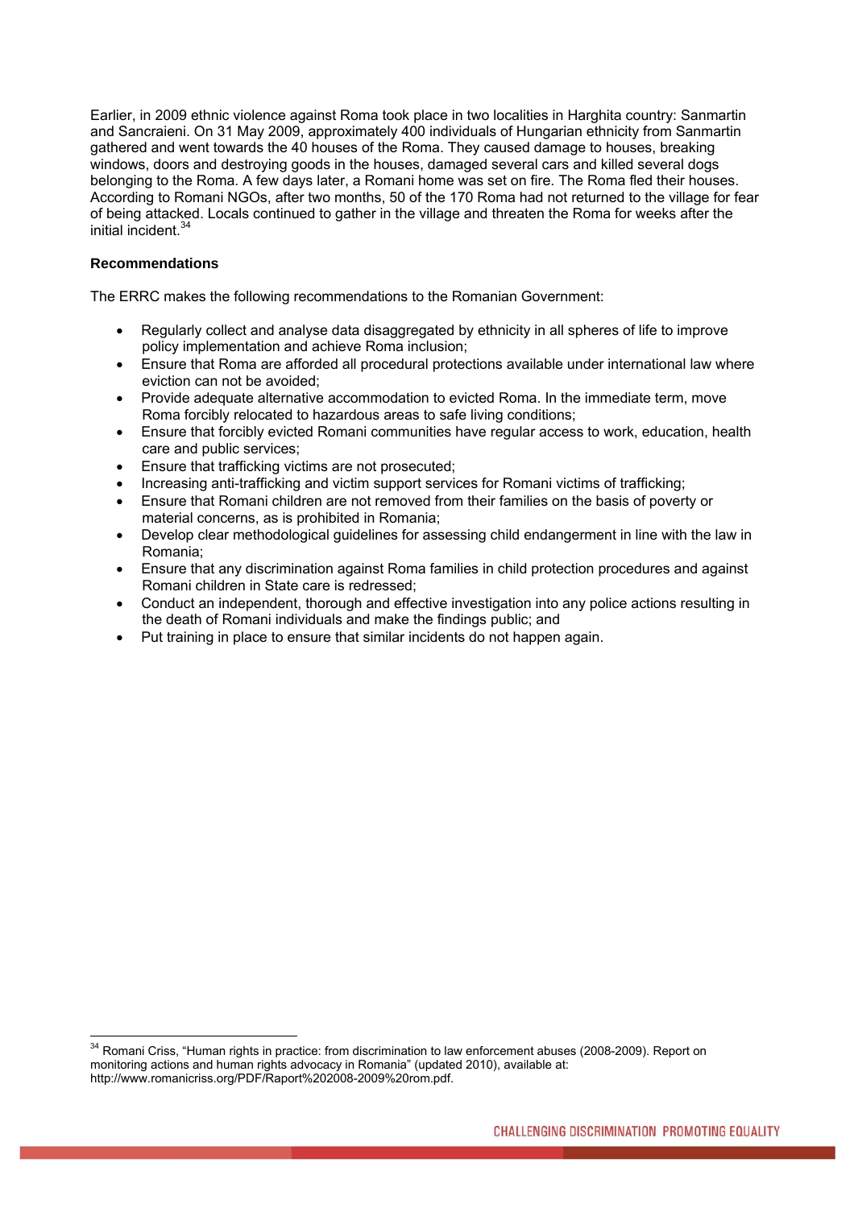Earlier, in 2009 ethnic violence against Roma took place in two localities in Harghita country: Sanmartin and Sancraieni. On 31 May 2009, approximately 400 individuals of Hungarian ethnicity from Sanmartin gathered and went towards the 40 houses of the Roma. They caused damage to houses, breaking windows, doors and destroying goods in the houses, damaged several cars and killed several dogs belonging to the Roma. A few days later, a Romani home was set on fire. The Roma fled their houses. According to Romani NGOs, after two months, 50 of the 170 Roma had not returned to the village for fear of being attacked. Locals continued to gather in the village and threaten the Roma for weeks after the initial incident.[34]

**Recommendations**

The ERRC makes the following recommendations to the Romanian Government:

- Regularly collect and analyse data disaggregated by ethnicity in all spheres of life to improve policy implementation and achieve Roma inclusion;
- Ensure that Roma are afforded all procedural protections available under international law where eviction can not be avoided;
- Provide adequate alternative accommodation to evicted Roma. In the immediate term, move Roma forcibly relocated to hazardous areas to safe living conditions;
- Ensure that forcibly evicted Romani communities have regular access to work, education, health care and public services;
- Ensure that trafficking victims are not prosecuted;
- Increasing anti-trafficking and victim support services for Romani victims of trafficking;
- Ensure that Romani children are not removed from their families on the basis of poverty or material concerns, as is prohibited in Romania;
- Develop clear methodological guidelines for assessing child endangerment in line with the law in Romania;
- Ensure that any discrimination against Roma families in child protection procedures and against Romani children in State care is redressed;
- Conduct an independent, thorough and effective investigation into any police actions resulting in the death of Romani individuals and make the findings public; and
- Put training in place to ensure that similar incidents do not happen again.

[34] Romani Criss, "Human rights in practice: from discrimination to law enforcement abuses (2008-2009). Report on monitoring actions and human rights advocacy in Romania" (updated 2010), available at: http://www.romanicriss.org/PDF/Raport%202008-2009%20rom.pdf.